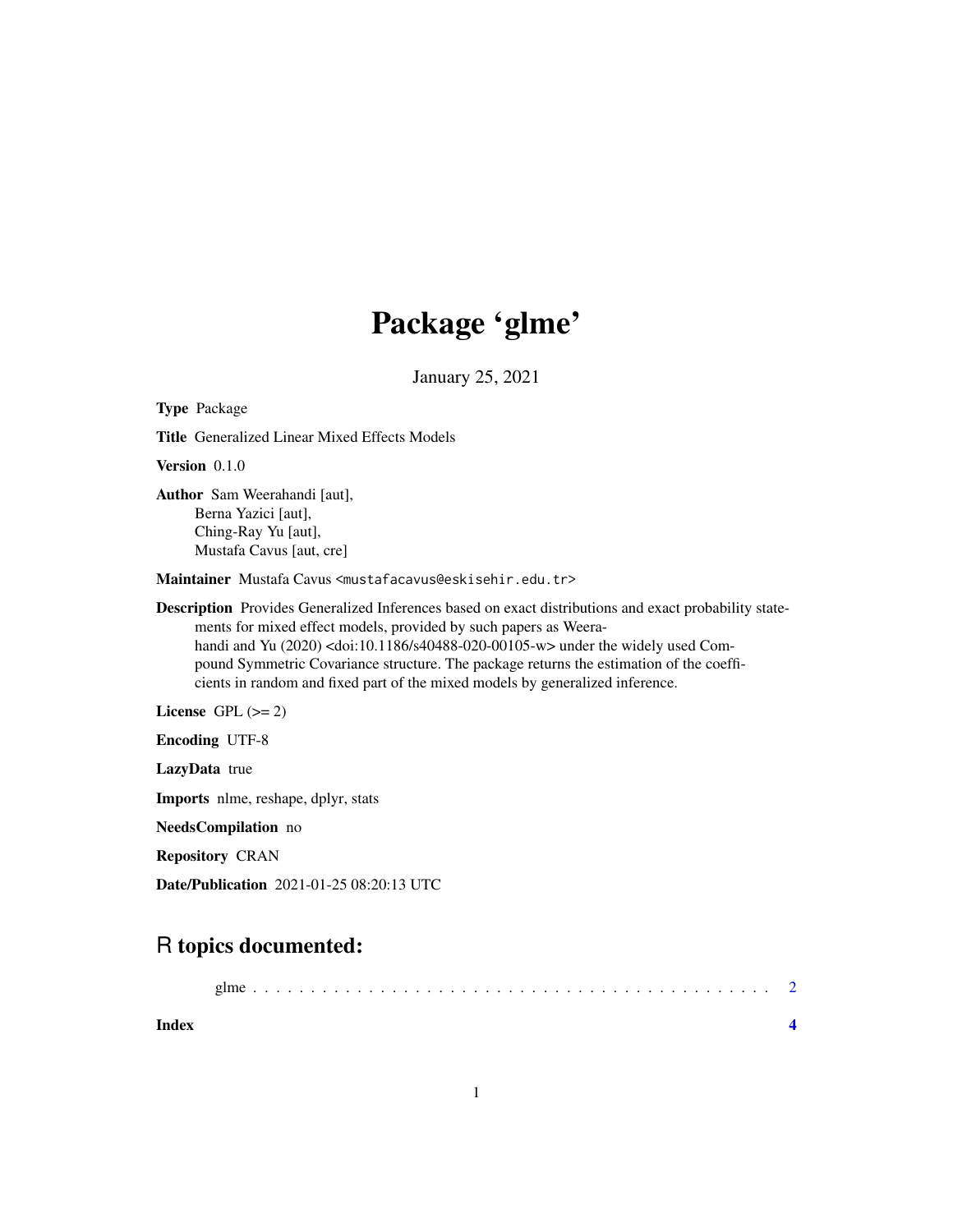# Package 'glme'

January 25, 2021

**Type** Package

**Title** Generalized Linear Mixed Effects Models

**Version** 0.1.0

**Author** Sam Weerahandi [aut],
Berna Yazici [aut],
Ching-Ray Yu [aut],
Mustafa Cavus [aut, cre]

**Maintainer** Mustafa Cavus <mustafacavus@eskisehir.edu.tr>

**Description** Provides Generalized Inferences based on exact distributions and exact probability statements for mixed effect models, provided by such papers as Weerahandi and Yu (2020) <doi:10.1186/s40488-020-00105-w> under the widely used Compound Symmetric Covariance structure. The package returns the estimation of the coefficients in random and fixed part of the mixed models by generalized inference.

**License** GPL (>= 2)

**Encoding** UTF-8

**LazyData** true

**Imports** nlme, reshape, dplyr, stats

**NeedsCompilation** no

**Repository** CRAN

**Date/Publication** 2021-01-25 08:20:13 UTC

## R topics documented:

glme . . . . . . . . . . . . . . . . . . . . . . . . . . . . . . . . . . . . . . . . . . . . 2

**Index** **4**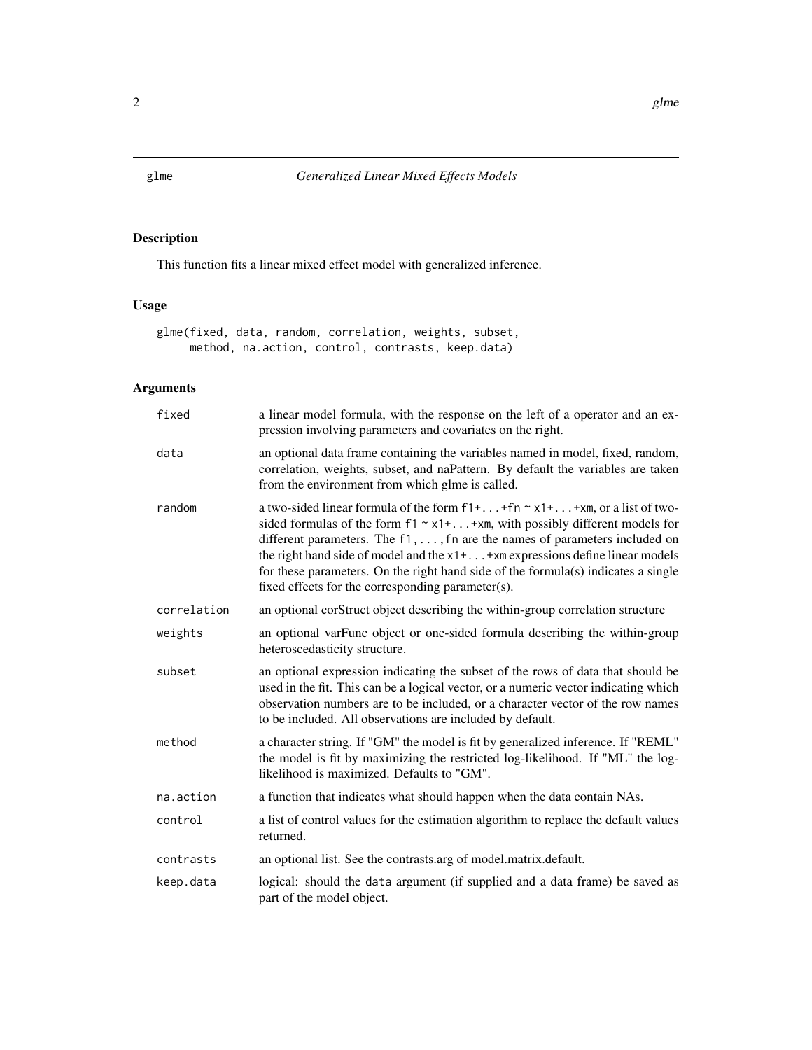# glme — *Generalized Linear Mixed Effects Models*

## Description

This function fits a linear mixed effect model with generalized inference.

## Usage

```
glme(fixed, data, random, correlation, weights, subset,
     method, na.action, control, contrasts, keep.data)
```

## Arguments

| Argument | Description |
|---|---|
| `fixed` | a linear model formula, with the response on the left of a operator and an expression involving parameters and covariates on the right. |
| `data` | an optional data frame containing the variables named in model, fixed, random, correlation, weights, subset, and naPattern. By default the variables are taken from the environment from which glme is called. |
| `random` | a two-sided linear formula of the form `f1+...+fn ~ x1+...+xm`, or a list of two-sided formulas of the form `f1 ~ x1+...+xm`, with possibly different models for different parameters. The `f1,...,fn` are the names of parameters included on the right hand side of model and the `x1+...+xm` expressions define linear models for these parameters. On the right hand side of the formula(s) indicates a single fixed effects for the corresponding parameter(s). |
| `correlation` | an optional corStruct object describing the within-group correlation structure |
| `weights` | an optional varFunc object or one-sided formula describing the within-group heteroscedasticity structure. |
| `subset` | an optional expression indicating the subset of the rows of data that should be used in the fit. This can be a logical vector, or a numeric vector indicating which observation numbers are to be included, or a character vector of the row names to be included. All observations are included by default. |
| `method` | a character string. If "GM" the model is fit by generalized inference. If "REML" the model is fit by maximizing the restricted log-likelihood. If "ML" the log-likelihood is maximized. Defaults to "GM". |
| `na.action` | a function that indicates what should happen when the data contain NAs. |
| `control` | a list of control values for the estimation algorithm to replace the default values returned. |
| `contrasts` | an optional list. See the contrasts.arg of model.matrix.default. |
| `keep.data` | logical: should the `data` argument (if supplied and a data frame) be saved as part of the model object. |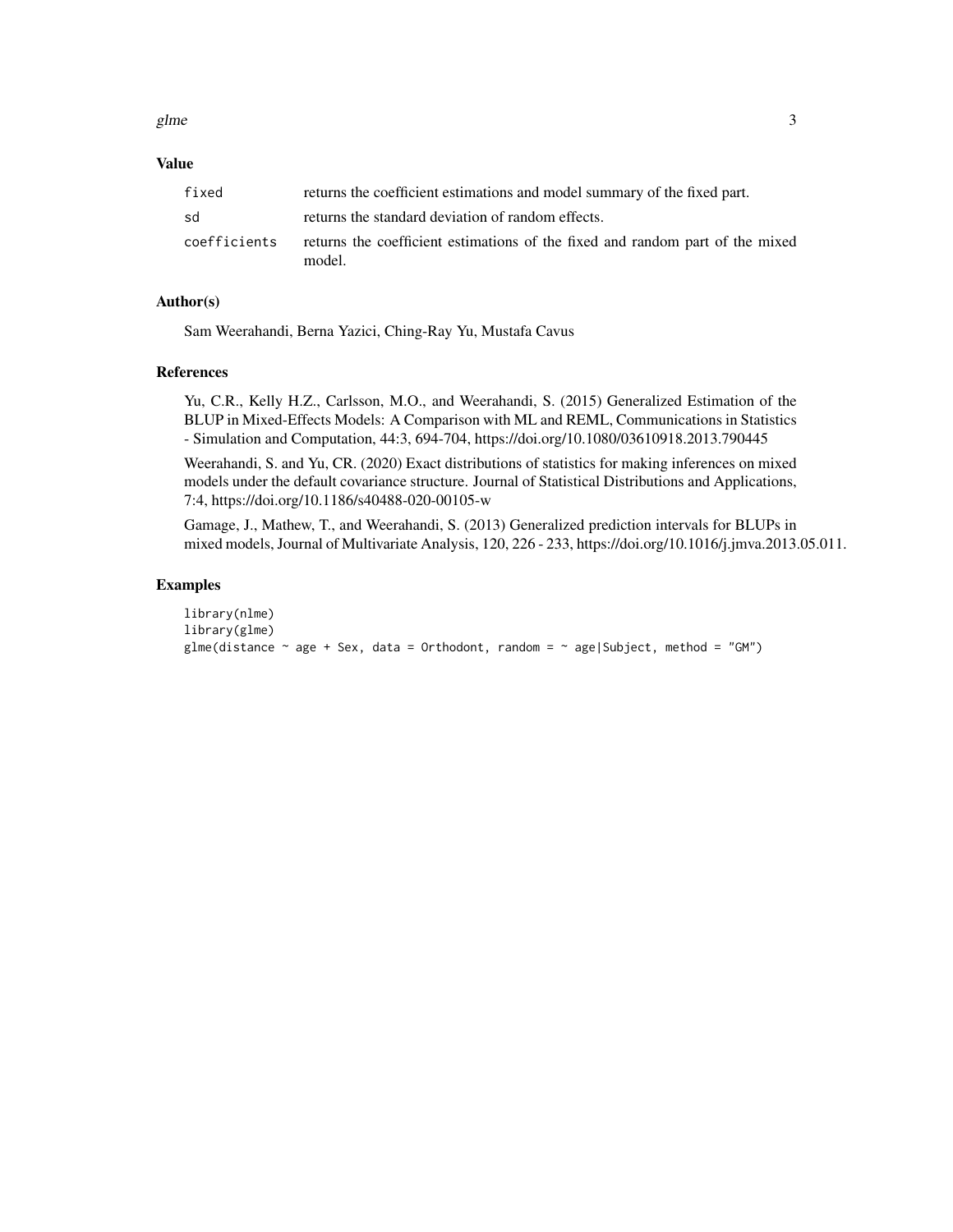## Value

| | |
|---|---|
| fixed | returns the coefficient estimations and model summary of the fixed part. |
| sd | returns the standard deviation of random effects. |
| coefficients | returns the coefficient estimations of the fixed and random part of the mixed model. |

## Author(s)

Sam Weerahandi, Berna Yazici, Ching-Ray Yu, Mustafa Cavus

## References

Yu, C.R., Kelly H.Z., Carlsson, M.O., and Weerahandi, S. (2015) Generalized Estimation of the BLUP in Mixed-Effects Models: A Comparison with ML and REML, Communications in Statistics - Simulation and Computation, 44:3, 694-704, https://doi.org/10.1080/03610918.2013.790445

Weerahandi, S. and Yu, CR. (2020) Exact distributions of statistics for making inferences on mixed models under the default covariance structure. Journal of Statistical Distributions and Applications, 7:4, https://doi.org/10.1186/s40488-020-00105-w

Gamage, J., Mathew, T., and Weerahandi, S. (2013) Generalized prediction intervals for BLUPs in mixed models, Journal of Multivariate Analysis, 120, 226 - 233, https://doi.org/10.1016/j.jmva.2013.05.011.

## Examples

```
library(nlme)
library(glme)
glme(distance ~ age + Sex, data = Orthodont, random = ~ age|Subject, method = "GM")
```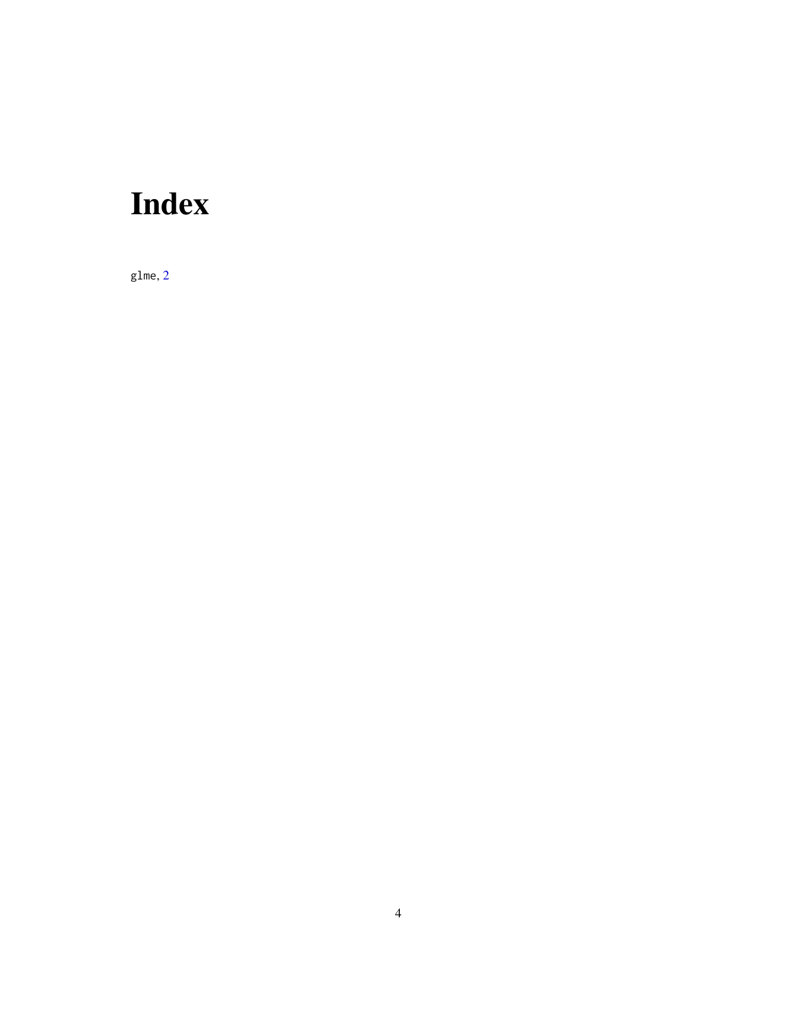# Index

`glme`, 2